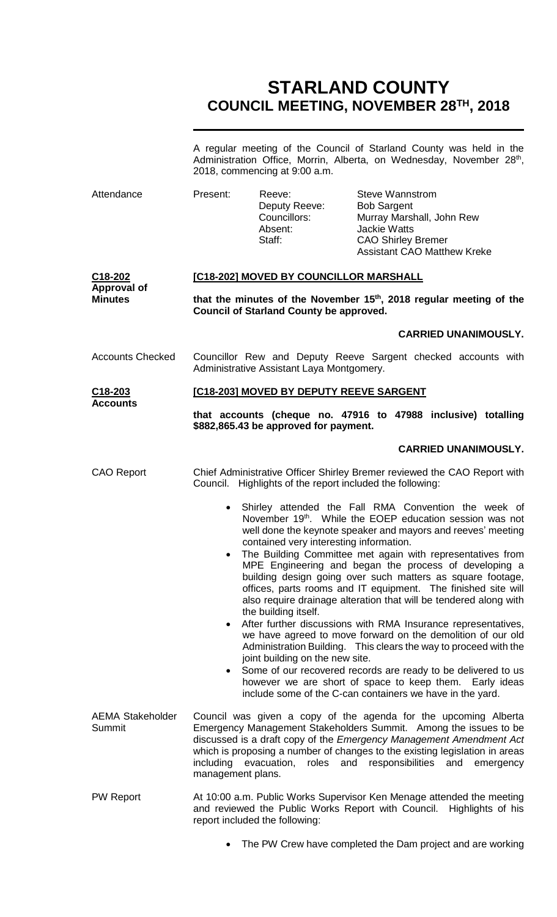# STARLAND COUNTY
## COUNCIL MEETING, NOVEMBER 28TH, 2018

A regular meeting of the Council of Starland County was held in the Administration Office, Morrin, Alberta, on Wednesday, November 28th, 2018, commencing at 9:00 a.m.

**Attendance**

| Present: | | |
|---|---|---|
| | Reeve: | Steve Wannstrom |
| | Deputy Reeve: | Bob Sargent |
| | Councillors: | Murray Marshall, John Rew |
| | Absent: | Jackie Watts |
| | Staff: | CAO Shirley Bremer |
| | | Assistant CAO Matthew Kreke |

**C18-202 Approval of Minutes**

**[C18-202] MOVED BY COUNCILLOR MARSHALL**

**that the minutes of the November 15th, 2018 regular meeting of the Council of Starland County be approved.**

**CARRIED UNANIMOUSLY.**

**Accounts Checked**

Councillor Rew and Deputy Reeve Sargent checked accounts with Administrative Assistant Laya Montgomery.

**C18-203 Accounts**

**[C18-203] MOVED BY DEPUTY REEVE SARGENT**

**that accounts (cheque no. 47916 to 47988 inclusive) totalling $882,865.43 be approved for payment.**

**CARRIED UNANIMOUSLY.**

**CAO Report**

Chief Administrative Officer Shirley Bremer reviewed the CAO Report with Council. Highlights of the report included the following:

- Shirley attended the Fall RMA Convention the week of November 19th. While the EOEP education session was not well done the keynote speaker and mayors and reeves' meeting contained very interesting information.
- The Building Committee met again with representatives from MPE Engineering and began the process of developing a building design going over such matters as square footage, offices, parts rooms and IT equipment. The finished site will also require drainage alteration that will be tendered along with the building itself.
- After further discussions with RMA Insurance representatives, we have agreed to move forward on the demolition of our old Administration Building. This clears the way to proceed with the joint building on the new site.
- Some of our recovered records are ready to be delivered to us however we are short of space to keep them. Early ideas include some of the C-can containers we have in the yard.

**AEMA Stakeholder Summit**

Council was given a copy of the agenda for the upcoming Alberta Emergency Management Stakeholders Summit. Among the issues to be discussed is a draft copy of the *Emergency Management Amendment Act* which is proposing a number of changes to the existing legislation in areas including evacuation, roles and responsibilities and emergency management plans.

**PW Report**

At 10:00 a.m. Public Works Supervisor Ken Menage attended the meeting and reviewed the Public Works Report with Council. Highlights of his report included the following:

- The PW Crew have completed the Dam project and are working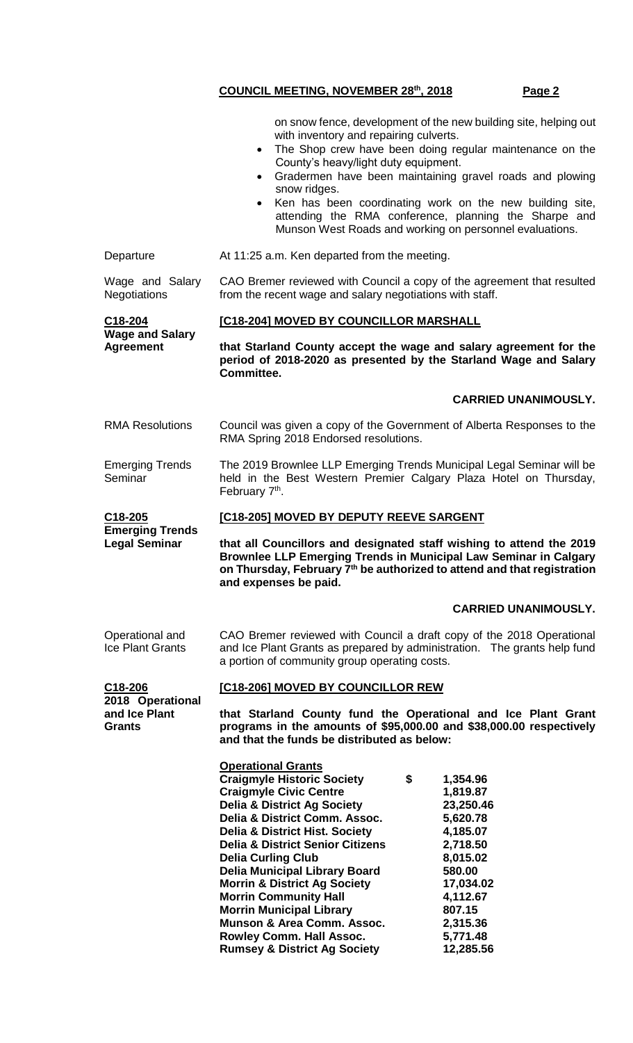on snow fence, development of the new building site, helping out with inventory and repairing culverts.

- The Shop crew have been doing regular maintenance on the County's heavy/light duty equipment.
- Gradermen have been maintaining gravel roads and plowing snow ridges.
- Ken has been coordinating work on the new building site, attending the RMA conference, planning the Sharpe and Munson West Roads and working on personnel evaluations.

Departure — At 11:25 a.m. Ken departed from the meeting.

Wage and Salary Negotiations — CAO Bremer reviewed with Council a copy of the agreement that resulted from the recent wage and salary negotiations with staff.

**C18-204 Wage and Salary Agreement**

**[C18-204] MOVED BY COUNCILLOR MARSHALL**

**that Starland County accept the wage and salary agreement for the period of 2018-2020 as presented by the Starland Wage and Salary Committee.**

**CARRIED UNANIMOUSLY.**

RMA Resolutions — Council was given a copy of the Government of Alberta Responses to the RMA Spring 2018 Endorsed resolutions.

Emerging Trends Seminar — The 2019 Brownlee LLP Emerging Trends Municipal Legal Seminar will be held in the Best Western Premier Calgary Plaza Hotel on Thursday, February 7th.

**C18-205 Emerging Trends Legal Seminar**

**[C18-205] MOVED BY DEPUTY REEVE SARGENT**

**that all Councillors and designated staff wishing to attend the 2019 Brownlee LLP Emerging Trends in Municipal Law Seminar in Calgary on Thursday, February 7th be authorized to attend and that registration and expenses be paid.**

**CARRIED UNANIMOUSLY.**

Operational and Ice Plant Grants — CAO Bremer reviewed with Council a draft copy of the 2018 Operational and Ice Plant Grants as prepared by administration. The grants help fund a portion of community group operating costs.

**C18-206 2018 Operational and Ice Plant Grants**

**[C18-206] MOVED BY COUNCILLOR REW**

**that Starland County fund the Operational and Ice Plant Grant programs in the amounts of $95,000.00 and $38,000.00 respectively and that the funds be distributed as below:**

**Operational Grants**

| | |
|---|---|
| **Craigmyle Historic Society** | **$ 1,354.96** |
| **Craigmyle Civic Centre** | **1,819.87** |
| **Delia & District Ag Society** | **23,250.46** |
| **Delia & District Comm. Assoc.** | **5,620.78** |
| **Delia & District Hist. Society** | **4,185.07** |
| **Delia & District Senior Citizens** | **2,718.50** |
| **Delia Curling Club** | **8,015.02** |
| **Delia Municipal Library Board** | **580.00** |
| **Morrin & District Ag Society** | **17,034.02** |
| **Morrin Community Hall** | **4,112.67** |
| **Morrin Municipal Library** | **807.15** |
| **Munson & Area Comm. Assoc.** | **2,315.36** |
| **Rowley Comm. Hall Assoc.** | **5,771.48** |
| **Rumsey & District Ag Society** | **12,285.56** |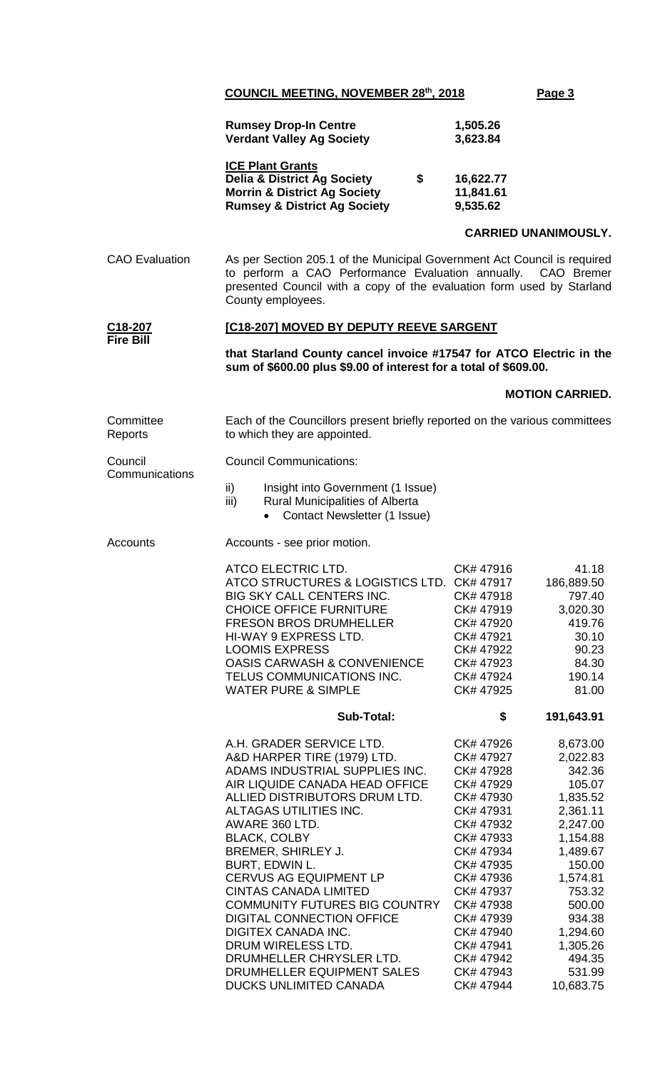**COUNCIL MEETING, NOVEMBER 28th, 2018**

| | |
|---|---|
| **Rumsey Drop-In Centre** | **1,505.26** |
| **Verdant Valley Ag Society** | **3,623.84** |

**ICE Plant Grants**

| | |
|---|---|
| **Delia & District Ag Society** | **$ 16,622.77** |
| **Morrin & District Ag Society** | **11,841.61** |
| **Rumsey & District Ag Society** | **9,535.62** |

**CARRIED UNANIMOUSLY.**

CAO Evaluation

As per Section 205.1 of the Municipal Government Act Council is required to perform a CAO Performance Evaluation annually. CAO Bremer presented Council with a copy of the evaluation form used by Starland County employees.

**C18-207**
**Fire Bill**

**[C18-207] MOVED BY DEPUTY REEVE SARGENT**

**that Starland County cancel invoice #17547 for ATCO Electric in the sum of $600.00 plus $9.00 of interest for a total of $609.00.**

**MOTION CARRIED.**

Committee Reports

Each of the Councillors present briefly reported on the various committees to which they are appointed.

Council Communications

Council Communications:

ii) Insight into Government (1 Issue)
iii) Rural Municipalities of Alberta
- Contact Newsletter (1 Issue)

Accounts

Accounts - see prior motion.

| | | |
|---|---|---|
| ATCO ELECTRIC LTD. | CK# 47916 | 41.18 |
| ATCO STRUCTURES & LOGISTICS LTD. | CK# 47917 | 186,889.50 |
| BIG SKY CALL CENTERS INC. | CK# 47918 | 797.40 |
| CHOICE OFFICE FURNITURE | CK# 47919 | 3,020.30 |
| FRESON BROS DRUMHELLER | CK# 47920 | 419.76 |
| HI-WAY 9 EXPRESS LTD. | CK# 47921 | 30.10 |
| LOOMIS EXPRESS | CK# 47922 | 90.23 |
| OASIS CARWASH & CONVENIENCE | CK# 47923 | 84.30 |
| TELUS COMMUNICATIONS INC. | CK# 47924 | 190.14 |
| WATER PURE & SIMPLE | CK# 47925 | 81.00 |
| **Sub-Total:** | **$** | **191,643.91** |

| | | |
|---|---|---|
| A.H. GRADER SERVICE LTD. | CK# 47926 | 8,673.00 |
| A&D HARPER TIRE (1979) LTD. | CK# 47927 | 2,022.83 |
| ADAMS INDUSTRIAL SUPPLIES INC. | CK# 47928 | 342.36 |
| AIR LIQUIDE CANADA HEAD OFFICE | CK# 47929 | 105.07 |
| ALLIED DISTRIBUTORS DRUM LTD. | CK# 47930 | 1,835.52 |
| ALTAGAS UTILITIES INC. | CK# 47931 | 2,361.11 |
| AWARE 360 LTD. | CK# 47932 | 2,247.00 |
| BLACK, COLBY | CK# 47933 | 1,154.88 |
| BREMER, SHIRLEY J. | CK# 47934 | 1,489.67 |
| BURT, EDWIN L. | CK# 47935 | 150.00 |
| CERVUS AG EQUIPMENT LP | CK# 47936 | 1,574.81 |
| CINTAS CANADA LIMITED | CK# 47937 | 753.32 |
| COMMUNITY FUTURES BIG COUNTRY | CK# 47938 | 500.00 |
| DIGITAL CONNECTION OFFICE | CK# 47939 | 934.38 |
| DIGITEX CANADA INC. | CK# 47940 | 1,294.60 |
| DRUM WIRELESS LTD. | CK# 47941 | 1,305.26 |
| DRUMHELLER CHRYSLER LTD. | CK# 47942 | 494.35 |
| DRUMHELLER EQUIPMENT SALES | CK# 47943 | 531.99 |
| DUCKS UNLIMITED CANADA | CK# 47944 | 10,683.75 |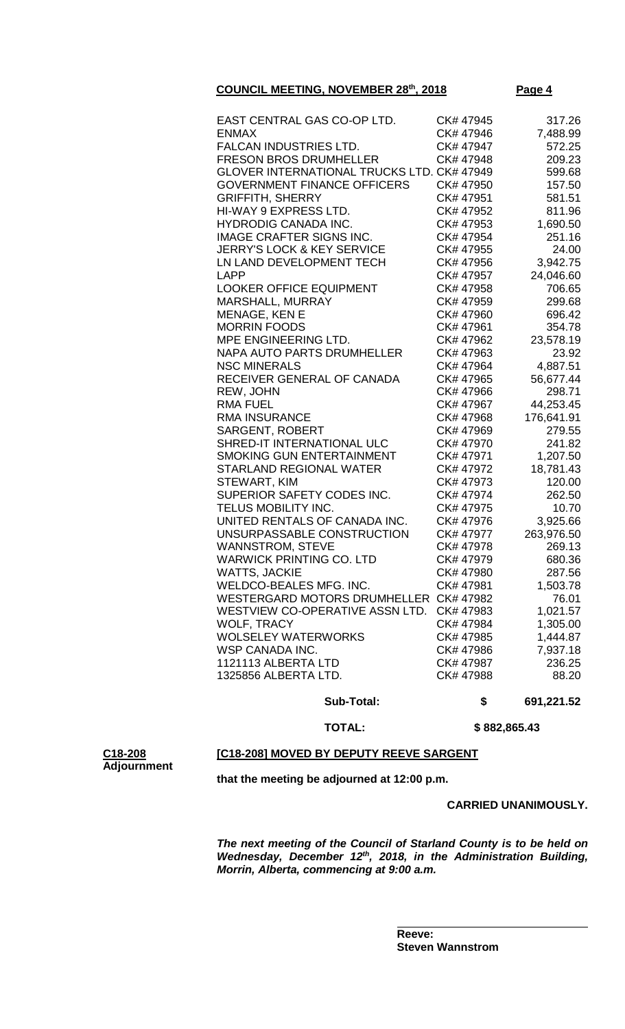| | | |
|---|---|---|
| EAST CENTRAL GAS CO-OP LTD. | CK# 47945 | 317.26 |
| ENMAX | CK# 47946 | 7,488.99 |
| FALCAN INDUSTRIES LTD. | CK# 47947 | 572.25 |
| FRESON BROS DRUMHELLER | CK# 47948 | 209.23 |
| GLOVER INTERNATIONAL TRUCKS LTD. | CK# 47949 | 599.68 |
| GOVERNMENT FINANCE OFFICERS | CK# 47950 | 157.50 |
| GRIFFITH, SHERRY | CK# 47951 | 581.51 |
| HI-WAY 9 EXPRESS LTD. | CK# 47952 | 811.96 |
| HYDRODIG CANADA INC. | CK# 47953 | 1,690.50 |
| IMAGE CRAFTER SIGNS INC. | CK# 47954 | 251.16 |
| JERRY'S LOCK & KEY SERVICE | CK# 47955 | 24.00 |
| LN LAND DEVELOPMENT TECH | CK# 47956 | 3,942.75 |
| LAPP | CK# 47957 | 24,046.60 |
| LOOKER OFFICE EQUIPMENT | CK# 47958 | 706.65 |
| MARSHALL, MURRAY | CK# 47959 | 299.68 |
| MENAGE, KEN E | CK# 47960 | 696.42 |
| MORRIN FOODS | CK# 47961 | 354.78 |
| MPE ENGINEERING LTD. | CK# 47962 | 23,578.19 |
| NAPA AUTO PARTS DRUMHELLER | CK# 47963 | 23.92 |
| NSC MINERALS | CK# 47964 | 4,887.51 |
| RECEIVER GENERAL OF CANADA | CK# 47965 | 56,677.44 |
| REW, JOHN | CK# 47966 | 298.71 |
| RMA FUEL | CK# 47967 | 44,253.45 |
| RMA INSURANCE | CK# 47968 | 176,641.91 |
| SARGENT, ROBERT | CK# 47969 | 279.55 |
| SHRED-IT INTERNATIONAL ULC | CK# 47970 | 241.82 |
| SMOKING GUN ENTERTAINMENT | CK# 47971 | 1,207.50 |
| STARLAND REGIONAL WATER | CK# 47972 | 18,781.43 |
| STEWART, KIM | CK# 47973 | 120.00 |
| SUPERIOR SAFETY CODES INC. | CK# 47974 | 262.50 |
| TELUS MOBILITY INC. | CK# 47975 | 10.70 |
| UNITED RENTALS OF CANADA INC. | CK# 47976 | 3,925.66 |
| UNSURPASSABLE CONSTRUCTION | CK# 47977 | 263,976.50 |
| WANNSTROM, STEVE | CK# 47978 | 269.13 |
| WARWICK PRINTING CO. LTD | CK# 47979 | 680.36 |
| WATTS, JACKIE | CK# 47980 | 287.56 |
| WELDCO-BEALES MFG. INC. | CK# 47981 | 1,503.78 |
| WESTERGARD MOTORS DRUMHELLER | CK# 47982 | 76.01 |
| WESTVIEW CO-OPERATIVE ASSN LTD. | CK# 47983 | 1,021.57 |
| WOLF, TRACY | CK# 47984 | 1,305.00 |
| WOLSELEY WATERWORKS | CK# 47985 | 1,444.87 |
| WSP CANADA INC. | CK# 47986 | 7,937.18 |
| 1121113 ALBERTA LTD | CK# 47987 | 236.25 |
| 1325856 ALBERTA LTD. | CK# 47988 | 88.20 |
| **Sub-Total:** | **$** | **691,221.52** |
| **TOTAL:** | | **$ 882,865.43** |

**C18-208**
**Adjournment**

**[C18-208] MOVED BY DEPUTY REEVE SARGENT**

**that the meeting be adjourned at 12:00 p.m.**

**CARRIED UNANIMOUSLY.**

***The next meeting of the Council of Starland County is to be held on Wednesday, December 12th, 2018, in the Administration Building, Morrin, Alberta, commencing at 9:00 a.m.***

**Reeve:**
**Steven Wannstrom**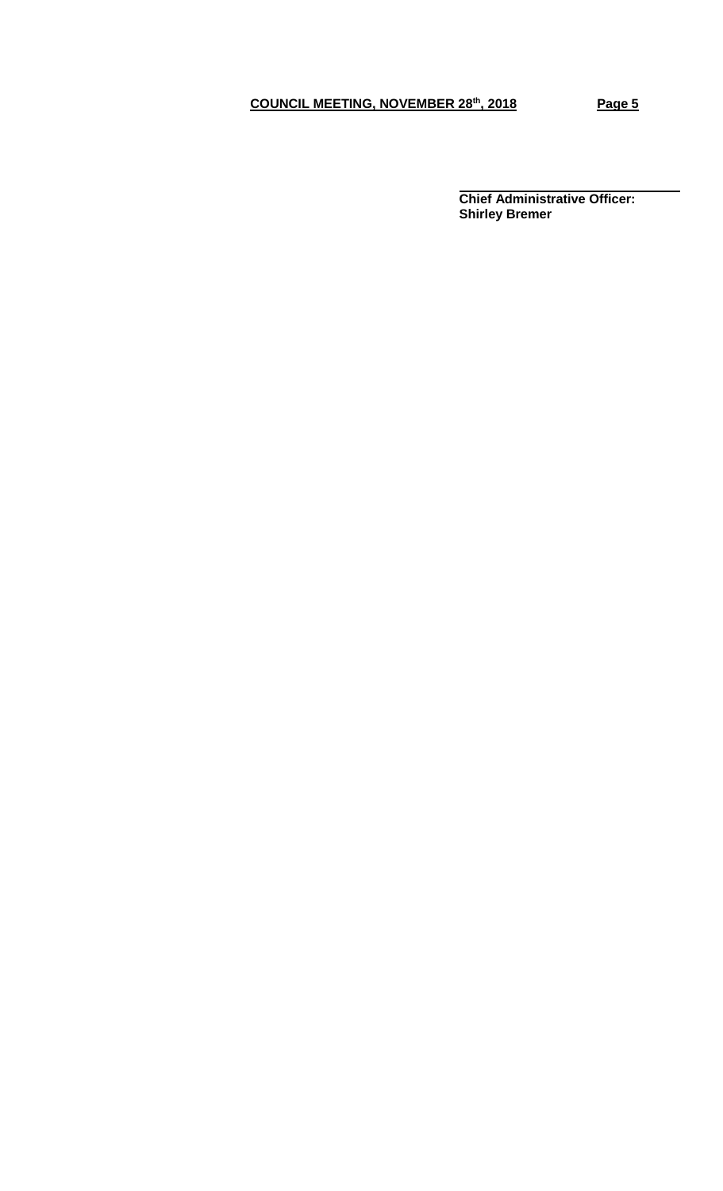______________________________
**Chief Administrative Officer:**
**Shirley Bremer**